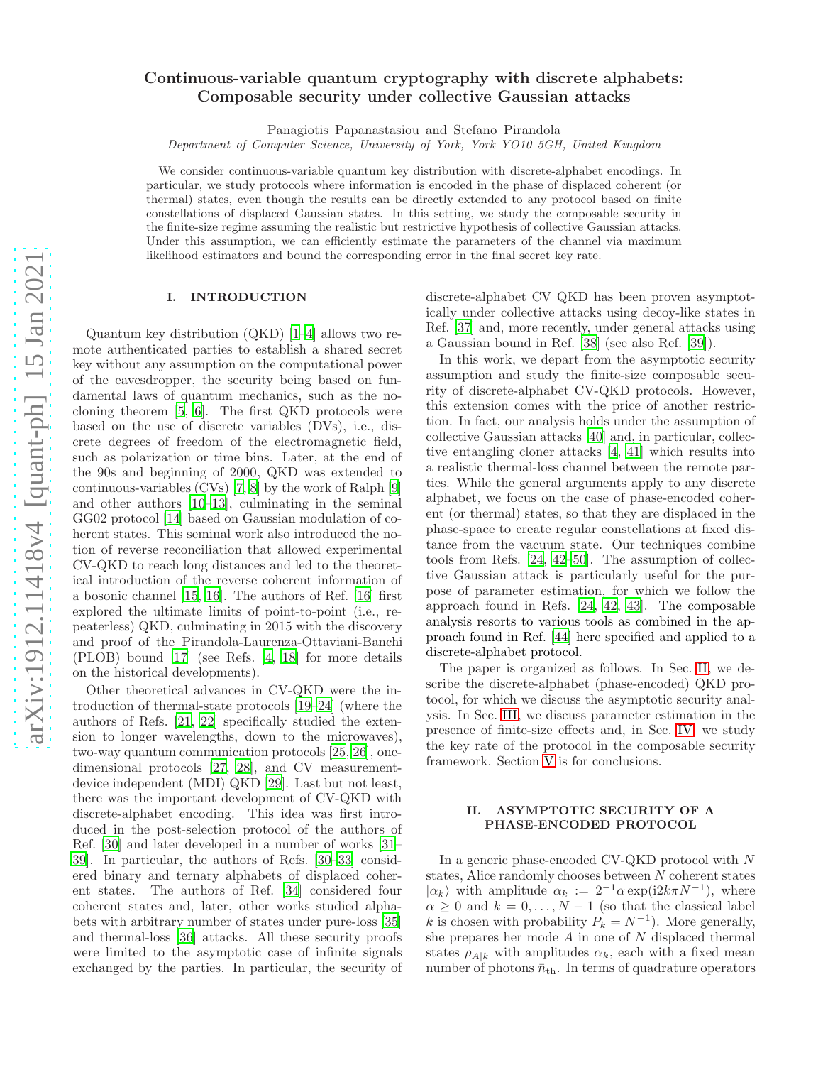# Continuous-variable quantum cryptography with discrete alphabets: Composable security under collective Gaussian attacks

Panagiotis Papanastasiou and Stefano Pirandola

*Department of Computer Science, University of York, York YO10 5GH, United Kingdom*

We consider continuous-variable quantum key distribution with discrete-alphabet encodings. In particular, we study protocols where information is encoded in the phase of displaced coherent (or thermal) states, even though the results can be directly extended to any protocol based on finite constellations of displaced Gaussian states. In this setting, we study the composable security in the finite-size regime assuming the realistic but restrictive hypothesis of collective Gaussian attacks. Under this assumption, we can efficiently estimate the parameters of the channel via maximum likelihood estimators and bound the corresponding error in the final secret key rate.

## I. INTRODUCTION

Quantum key distribution (QKD) [1–4] allows two remote authenticated parties to establish a shared secret key without any assumption on the computational power of the eavesdropper, the security being based on fundamental laws of quantum mechanics, such as the no-cloning theorem [5, 6]. The first QKD protocols were based on the use of discrete variables (DVs), i.e., discrete degrees of freedom of the electromagnetic field, such as polarization or time bins. Later, at the end of the 90s and beginning of 2000, QKD was extended to continuous-variables (CVs) [7, 8] by the work of Ralph [9] and other authors [10–13], culminating in the seminal GG02 protocol [14] based on Gaussian modulation of coherent states. This seminal work also introduced the notion of reverse reconciliation that allowed experimental CV-QKD to reach long distances and led to the theoretical introduction of the reverse coherent information of a bosonic channel [15, 16]. The authors of Ref. [16] first explored the ultimate limits of point-to-point (i.e., repeaterless) QKD, culminating in 2015 with the discovery and proof of the Pirandola-Laurenza-Ottaviani-Banchi (PLOB) bound [17] (see Refs. [4, 18] for more details on the historical developments).

Other theoretical advances in CV-QKD were the introduction of thermal-state protocols [19–24] (where the authors of Refs. [21, 22] specifically studied the extension to longer wavelengths, down to the microwaves), two-way quantum communication protocols [25, 26], one-dimensional protocols [27, 28], and CV measurement-device independent (MDI) QKD [29]. Last but not least, there was the important development of CV-QKD with discrete-alphabet encoding. This idea was first introduced in the post-selection protocol of the authors of Ref. [30] and later developed in a number of works [31–39]. In particular, the authors of Refs. [30–33] considered binary and ternary alphabets of displaced coherent states. The authors of Ref. [34] considered four coherent states and, later, other works studied alphabets with arbitrary number of states under pure-loss [35] and thermal-loss [36] attacks. All these security proofs were limited to the asymptotic case of infinite signals exchanged by the parties. In particular, the security of discrete-alphabet CV QKD has been proven asymptotically under collective attacks using decoy-like states in Ref. [37] and, more recently, under general attacks using a Gaussian bound in Ref. [38] (see also Ref. [39]).

In this work, we depart from the asymptotic security assumption and study the finite-size composable security of discrete-alphabet CV-QKD protocols. However, this extension comes with the price of another restriction. In fact, our analysis holds under the assumption of collective Gaussian attacks [40] and, in particular, collective entangling cloner attacks [4, 41] which results into a realistic thermal-loss channel between the remote parties. While the general arguments apply to any discrete alphabet, we focus on the case of phase-encoded coherent (or thermal) states, so that they are displaced in the phase-space to create regular constellations at fixed distance from the vacuum state. Our techniques combine tools from Refs. [24, 42–50]. The assumption of collective Gaussian attack is particularly useful for the purpose of parameter estimation, for which we follow the approach found in Refs. [24, 42, 43]. The composable analysis resorts to various tools as combined in the approach found in Ref. [44] here specified and applied to a discrete-alphabet protocol.

The paper is organized as follows. In Sec. II, we describe the discrete-alphabet (phase-encoded) QKD protocol, for which we discuss the asymptotic security analysis. In Sec. III, we discuss parameter estimation in the presence of finite-size effects and, in Sec. IV, we study the key rate of the protocol in the composable security framework. Section V is for conclusions.

## II. ASYMPTOTIC SECURITY OF A PHASE-ENCODED PROTOCOL

In a generic phase-encoded CV-QKD protocol with $N$ states, Alice randomly chooses between $N$ coherent states $|\alpha_k\rangle$ with amplitude $\alpha_k := 2^{-1}\alpha \exp(\mathrm{i}2k\pi N^{-1})$, where $\alpha \geq 0$ and $k = 0, \ldots, N-1$ (so that the classical label $k$ is chosen with probability $P_k = N^{-1}$). More generally, she prepares her mode $A$ in one of $N$ displaced thermal states $\rho_{A|k}$ with amplitudes $\alpha_k$, each with a fixed mean number of photons $\bar{n}_{\text{th}}$. In terms of quadrature operators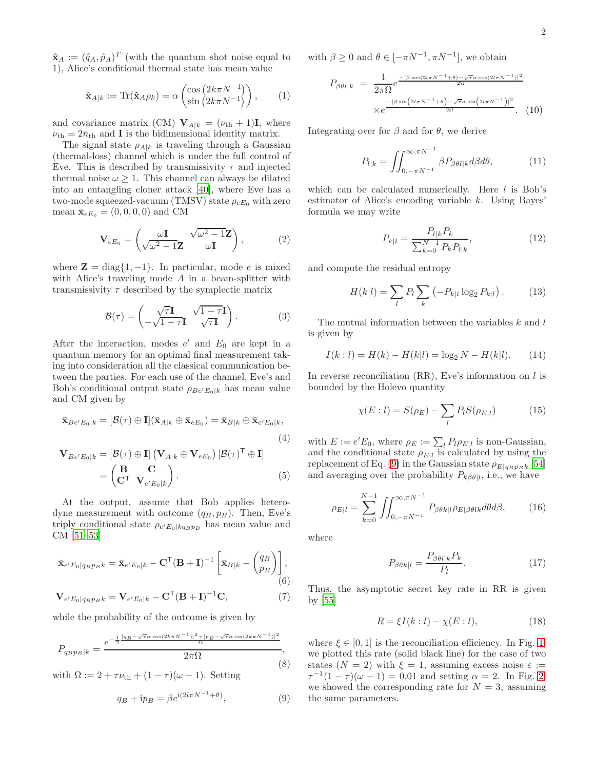$\hat{\mathbf{x}}_A := (\hat{q}_A, \hat{p}_A)^T$ (with the quantum shot noise equal to 1), Alice's conditional thermal state has mean value

$$\bar{\mathbf{x}}_{A|k} := \mathrm{Tr}(\hat{\mathbf{x}}_A \rho_k) = \alpha \begin{pmatrix} \cos\left(2k\pi N^{-1}\right) \\ \sin\left(2k\pi N^{-1}\right) \end{pmatrix}, \tag{1}$$

and covariance matrix (CM) $\mathbf{V}_{A|k} = (\nu_{\mathrm{th}} + 1)\mathbf{I}$, where $\nu_{\mathrm{th}} = 2\bar{n}_{\mathrm{th}}$ and $\mathbf{I}$ is the bidimensional identity matrix.

The signal state $\rho_{A|k}$ is traveling through a Gaussian (thermal-loss) channel which is under the full control of Eve. This is described by transmissivity $\tau$ and injected thermal noise $\omega \geq 1$. This channel can always be dilated into an entangling cloner attack [40], where Eve has a two-mode squeezed-vacuum (TMSV) state $\rho_{eE_0}$ with zero mean $\bar{\mathbf{x}}_{eE_0} = (0, 0, 0, 0)$ and CM

$$\mathbf{V}_{eE_0} = \begin{pmatrix} \omega\mathbf{I} & \sqrt{\omega^2 - 1}\mathbf{Z} \\ \sqrt{\omega^2 - 1}\mathbf{Z} & \omega\mathbf{I} \end{pmatrix}, \tag{2}$$

where $\mathbf{Z} = \mathrm{diag}\{1, -1\}$. In particular, mode $e$ is mixed with Alice's traveling mode $A$ in a beam-splitter with transmissivity $\tau$ described by the symplectic matrix

$$\mathcal{B}(\tau) = \begin{pmatrix} \sqrt{\tau}\mathbf{I} & \sqrt{1-\tau}\mathbf{I} \\ -\sqrt{1-\tau}\mathbf{I} & \sqrt{\tau}\mathbf{I} \end{pmatrix}. \tag{3}$$

After the interaction, modes $e'$ and $E_0$ are kept in a quantum memory for an optimal final measurement taking into consideration all the classical communication between the parties. For each use of the channel, Eve's and Bob's conditional output state $\rho_{Be'E_0|k}$ has mean value and CM given by

$$\bar{\mathbf{x}}_{Be'E_0|k} = [\mathcal{B}(\tau) \oplus \mathbf{I}](\bar{\mathbf{x}}_{A|k} \oplus \bar{\mathbf{x}}_{eE_0}) = \bar{\mathbf{x}}_{B|k} \oplus \bar{\mathbf{x}}_{e'E_0|k}, \tag{4}$$

$$\mathbf{V}_{Be'E_0|k} = [\mathcal{B}(\tau) \oplus \mathbf{I}]\left(\mathbf{V}_{A|k} \oplus \mathbf{V}_{eE_0}\right)[\mathcal{B}(\tau)^{\mathsf{T}} \oplus \mathbf{I}] = \begin{pmatrix} \mathbf{B} & \mathbf{C} \\ \mathbf{C}^{\mathsf{T}} & \mathbf{V}_{e'E_0|k} \end{pmatrix}. \tag{5}$$

At the output, assume that Bob applies heterodyne measurement with outcome $(q_B, p_B)$. Then, Eve's triply conditional state $\rho_{e'E_0|kq_Bp_B}$ has mean value and CM [51–53]

$$\bar{\mathbf{x}}_{e'E_0|q_Bp_Bk} = \bar{\mathbf{x}}_{e'E_0|k} - \mathbf{C}^{\mathsf{T}}(\mathbf{B} + \mathbf{I})^{-1}\left[\bar{\mathbf{x}}_{B|k} - \begin{pmatrix} q_B \\ p_B \end{pmatrix}\right], \tag{6}$$

$$\mathbf{V}_{e'E_0|q_Bp_Bk} = \mathbf{V}_{e'E_0|k} - \mathbf{C}^{\mathsf{T}}(\mathbf{B} + \mathbf{I})^{-1}\mathbf{C}, \tag{7}$$

while the probability of the outcome is given by

$$P_{q_Bp_B|k} = \frac{e^{-\frac{1}{2}\frac{[q_B - \sqrt{\tau}\alpha\cos(2k\pi N^{-1})]^2 + [p_B - \sqrt{\tau}\alpha\sin(2k\pi N^{-1})]^2}{\Omega}}}{2\pi\Omega}, \tag{8}$$

with $\Omega := 2 + \tau\nu_{\mathrm{th}} + (1 - \tau)(\omega - 1)$. Setting

$$q_B + \mathrm{i}p_B = \beta e^{\mathrm{i}(2l\pi N^{-1} + \theta)}, \tag{9}$$

with $\beta \geq 0$ and $\theta \in [-\pi N^{-1}, \pi N^{-1}]$, we obtain

$$P_{\beta\theta l|k} = \frac{1}{2\pi\Omega}e^{\frac{-[\beta\cos(2l\pi N^{-1}+\theta) - \sqrt{\tau}\alpha\cos(2l\pi N^{-1})]^2}{2\Omega}} \times e^{\frac{-[\beta\sin\left(2l\pi N^{-1}+\theta\right) - \sqrt{\tau}\alpha\sin\left(2l\pi N^{-1}\right)]^2}{2\Omega}}. \tag{10}$$

Integrating over for $\beta$ and for $\theta$, we derive

$$P_{l|k} = \iint_{0,-\pi N^{-1}}^{\infty,\pi N^{-1}} \beta P_{\beta\theta l|k} d\beta d\theta, \tag{11}$$

which can be calculated numerically. Here $l$ is Bob's estimator of Alice's encoding variable $k$. Using Bayes' formula we may write

$$P_{k|l} = \frac{P_{l|k}P_k}{\sum_{k=0}^{N-1} P_k P_{l|k}}, \tag{12}$$

and compute the residual entropy

$$H(k|l) = \sum_l P_l \sum_k \left(-P_{k|l}\log_2 P_{k|l}\right). \tag{13}$$

The mutual information between the variables $k$ and $l$ is given by

$$I(k : l) = H(k) - H(k|l) = \log_2 N - H(k|l). \tag{14}$$

In reverse reconciliation (RR), Eve's information on $l$ is bounded by the Holevo quantity

$$\chi(E : l) = S(\rho_E) - \sum_l P_l S(\rho_{E|l}) \tag{15}$$

with $E := e'E_0$, where $\rho_E := \sum_l P_l \rho_{E|l}$ is non-Gaussian, and the conditional state $\rho_{E|l}$ is calculated by using the replacement of Eq. (9) in the Gaussian state $\rho_{E|q_Bp_Bk}$ [54] and averaging over the probability $P_{k\beta\theta|l}$, i.e., we have

$$\rho_{E|l} = \sum_{k=0}^{N-1}\iint_{0,-\pi N^{-1}}^{\infty,\pi N^{-1}} P_{\beta\theta k|l}\rho_{E|\beta\theta lk} d\theta d\beta, \tag{16}$$

where

$$P_{\beta\theta k|l} = \frac{P_{\beta\theta l|k}P_k}{P_l}. \tag{17}$$

Thus, the asymptotic secret key rate in RR is given by [55]

$$R = \xi I(k : l) - \chi(E : l), \tag{18}$$

where $\xi \in [0, 1]$ is the reconciliation efficiency. In Fig. 1, we plotted this rate (solid black line) for the case of two states ($N = 2$) with $\xi = 1$, assuming excess noise $\varepsilon := \tau^{-1}(1 - \tau)(\omega - 1) = 0.01$ and setting $\alpha = 2$. In Fig. 2, we showed the corresponding rate for $N = 3$, assuming the same parameters.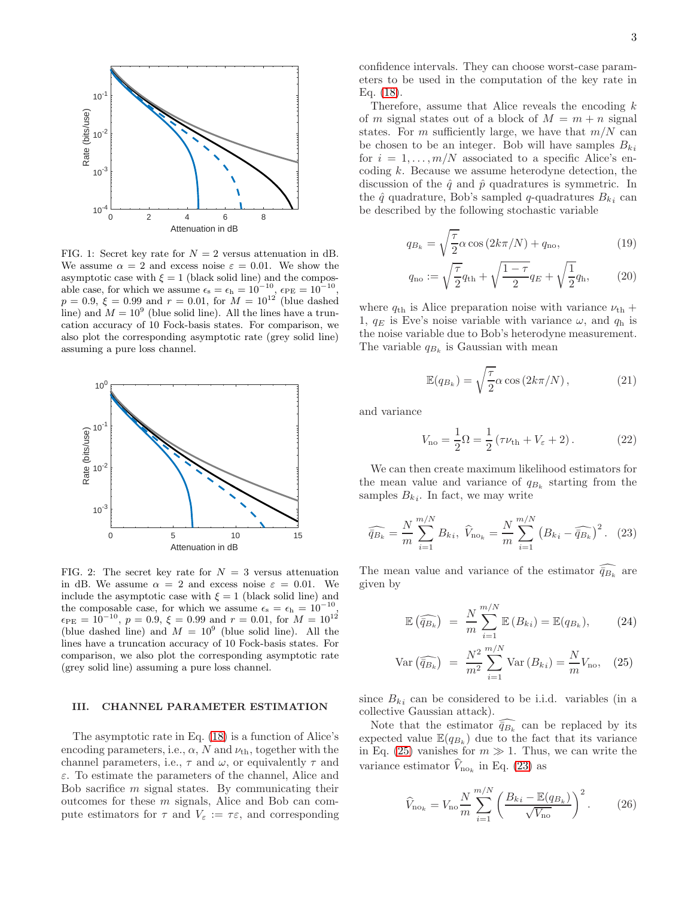FIG. 1: Secret key rate for $N = 2$ versus attenuation in dB. We assume $\alpha = 2$ and excess noise $\varepsilon = 0.01$. We show the asymptotic case with $\xi = 1$ (black solid line) and the composable case, for which we assume $\epsilon_s = \epsilon_h = 10^{-10}$, $\epsilon_{PE} = 10^{-10}$, $p = 0.9$, $\xi = 0.99$ and $r = 0.01$, for $M = 10^{12}$ (blue dashed line) and $M = 10^9$ (blue solid line). All the lines have a truncation accuracy of 10 Fock-basis states. For comparison, we also plot the corresponding asymptotic rate (grey solid line) assuming a pure loss channel.

FIG. 2: The secret key rate for $N = 3$ versus attenuation in dB. We assume $\alpha = 2$ and excess noise $\varepsilon = 0.01$. We include the asymptotic case with $\xi = 1$ (black solid line) and the composable case, for which we assume $\epsilon_s = \epsilon_h = 10^{-10}$, $\epsilon_{PE} = 10^{-10}$, $p = 0.9$, $\xi = 0.99$ and $r = 0.01$, for $M = 10^{12}$ (blue dashed line) and $M = 10^9$ (blue solid line). All the lines have a truncation accuracy of 10 Fock-basis states. For comparison, we also plot the corresponding asymptotic rate (grey solid line) assuming a pure loss channel.

## III. CHANNEL PARAMETER ESTIMATION

The asymptotic rate in Eq. (18) is a function of Alice's encoding parameters, i.e., $\alpha$, $N$ and $\nu_{\rm th}$, together with the channel parameters, i.e., $\tau$ and $\omega$, or equivalently $\tau$ and $\varepsilon$. To estimate the parameters of the channel, Alice and Bob sacrifice $m$ signal states. By communicating their outcomes for these $m$ signals, Alice and Bob can compute estimators for $\tau$ and $V_\varepsilon := \tau\varepsilon$, and corresponding confidence intervals. They can choose worst-case parameters to be used in the computation of the key rate in Eq. (18).

Therefore, assume that Alice reveals the encoding $k$ of $m$ signal states out of a block of $M = m + n$ signal states. For $m$ sufficiently large, we have that $m/N$ can be chosen to be an integer. Bob will have samples $B_{ki}$ for $i = 1, \ldots, m/N$ associated to a specific Alice's encoding $k$. Because we assume heterodyne detection, the discussion of the $\hat{q}$ and $\hat{p}$ quadratures is symmetric. In the $\hat{q}$ quadrature, Bob's sampled $q$-quadratures $B_{ki}$ can be described by the following stochastic variable

$$q_{B_k} = \sqrt{\frac{\tau}{2}}\alpha \cos(2k\pi/N) + q_{\rm no}, \tag{19}$$

$$q_{\rm no} := \sqrt{\frac{\tau}{2}}q_{\rm th} + \sqrt{\frac{1-\tau}{2}}q_E + \sqrt{\frac{1}{2}}q_{\rm h}, \tag{20}$$

where $q_{\rm th}$ is Alice preparation noise with variance $\nu_{\rm th} + 1$, $q_E$ is Eve's noise variable with variance $\omega$, and $q_{\rm h}$ is the noise variable due to Bob's heterodyne measurement. The variable $q_{B_k}$ is Gaussian with mean

$$\mathbb{E}(q_{B_k}) = \sqrt{\frac{\tau}{2}}\alpha \cos(2k\pi/N), \tag{21}$$

and variance

$$V_{\rm no} = \frac{1}{2}\Omega = \frac{1}{2}(\tau\nu_{\rm th} + V_\varepsilon + 2). \tag{22}$$

We can then create maximum likelihood estimators for the mean value and variance of $q_{B_k}$ starting from the samples $B_{ki}$. In fact, we may write

$$\widehat{q_{B_k}} = \frac{N}{m}\sum_{i=1}^{m/N} B_{ki}, \;\; \widehat{V}_{{\rm no}_k} = \frac{N}{m}\sum_{i=1}^{m/N}\left(B_{ki} - \widehat{q_{B_k}}\right)^2. \tag{23}$$

The mean value and variance of the estimator $\widehat{q_{B_k}}$ are given by

$$\mathbb{E}\left(\widehat{q_{B_k}}\right) = \frac{N}{m}\sum_{i=1}^{m/N}\mathbb{E}(B_{ki}) = \mathbb{E}(q_{B_k}), \tag{24}$$

$${\rm Var}\left(\widehat{q_{B_k}}\right) = \frac{N^2}{m^2}\sum_{i=1}^{m/N}{\rm Var}(B_{ki}) = \frac{N}{m}V_{\rm no}, \tag{25}$$

since $B_{ki}$ can be considered to be i.i.d. variables (in a collective Gaussian attack).

Note that the estimator $\widehat{q_{B_k}}$ can be replaced by its expected value $\mathbb{E}(q_{B_k})$ due to the fact that its variance in Eq. (25) vanishes for $m \gg 1$. Thus, we can write the variance estimator $\widehat{V}_{{\rm no}_k}$ in Eq. (23) as

$$\widehat{V}_{{\rm no}_k} = V_{\rm no}\frac{N}{m}\sum_{i=1}^{m/N}\left(\frac{B_{ki} - \mathbb{E}(q_{B_k})}{\sqrt{V_{\rm no}}}\right)^2. \tag{26}$$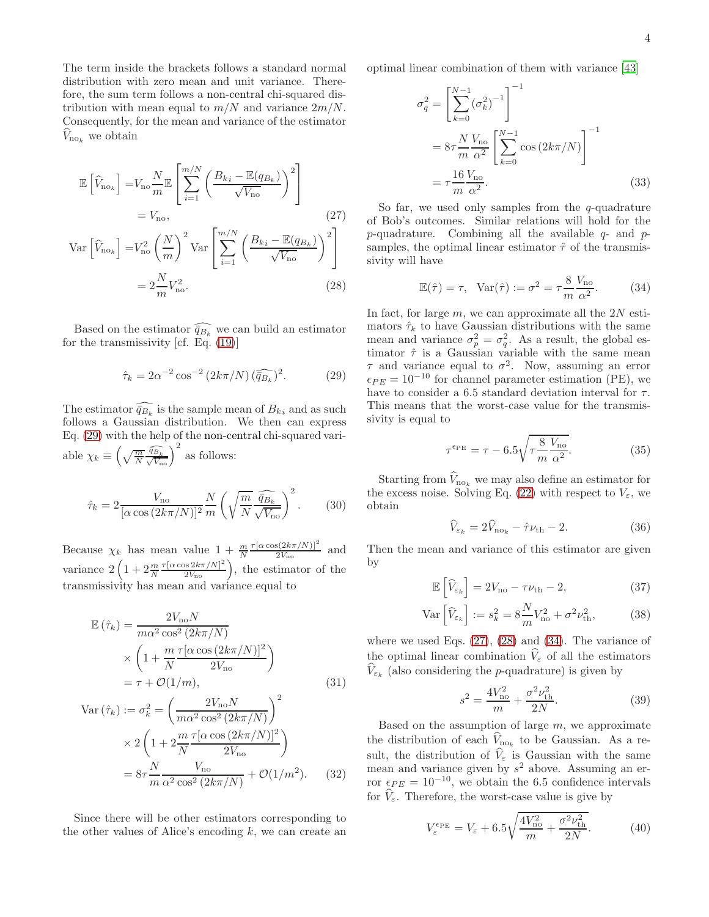The term inside the brackets follows a standard normal distribution with zero mean and unit variance. Therefore, the sum term follows a non-central chi-squared distribution with mean equal to $m/N$ and variance $2m/N$. Consequently, for the mean and variance of the estimator $\widehat{V}_{\text{no}_k}$ we obtain

$$\mathbb{E}\left[\widehat{V}_{\text{no}_k}\right] = V_{\text{no}}\frac{N}{m}\mathbb{E}\left[\sum_{i=1}^{m/N}\left(\frac{B_{ki}-\mathbb{E}(q_{B_k})}{\sqrt{V_{\text{no}}}}\right)^2\right] = V_{\text{no}}, \tag{27}$$

$$\text{Var}\left[\widehat{V}_{\text{no}_k}\right] = V_{\text{no}}^2\left(\frac{N}{m}\right)^2\text{Var}\left[\sum_{i=1}^{m/N}\left(\frac{B_{ki}-\mathbb{E}(q_{B_k})}{\sqrt{V_{\text{no}}}}\right)^2\right] = 2\frac{N}{m}V_{\text{no}}^2. \tag{28}$$

Based on the estimator $\widehat{q_{B_k}}$ we can build an estimator for the transmissivity [cf. Eq. (19)]

$$\hat{\tau}_k = 2\alpha^{-2}\cos^{-2}(2k\pi/N)\,(\widehat{q_{B_k}})^2. \tag{29}$$

The estimator $\widehat{q_{B_k}}$ is the sample mean of $B_{ki}$ and as such follows a Gaussian distribution. We then can express Eq. (29) with the help of the non-central chi-squared variable $\chi_k \equiv \left(\sqrt{\frac{m}{N}}\frac{\widehat{q_{B_k}}}{\sqrt{V_{\text{no}}}}\right)^2$ as follows:

$$\hat{\tau}_k = 2\frac{V_{\text{no}}}{[\alpha\cos(2k\pi/N)]^2}\frac{N}{m}\left(\sqrt{\frac{m}{N}}\frac{\widehat{q_{B_k}}}{\sqrt{V_{\text{no}}}}\right)^2. \tag{30}$$

Because $\chi_k$ has mean value $1+\frac{m}{N}\frac{\tau[\alpha\cos(2k\pi/N)]^2}{2V_{\text{no}}}$ and variance $2\left(1+2\frac{m}{N}\frac{\tau[\alpha\cos 2k\pi/N]^2}{2V_{\text{no}}}\right)$, the estimator of the transmissivity has mean and variance equal to

$$\mathbb{E}(\hat{\tau}_k) = \frac{2V_{\text{no}}N}{m\alpha^2\cos^2(2k\pi/N)} \times\left(1+\frac{m}{N}\frac{\tau[\alpha\cos(2k\pi/N)]^2}{2V_{\text{no}}}\right) = \tau + \mathcal{O}(1/m), \tag{31}$$

$$\text{Var}(\hat{\tau}_k) := \sigma_k^2 = \left(\frac{2V_{\text{no}}N}{m\alpha^2\cos^2(2k\pi/N)}\right)^2 \times 2\left(1+2\frac{m}{N}\frac{\tau[\alpha\cos(2k\pi/N)]^2}{2V_{\text{no}}}\right) = 8\tau\frac{N}{m}\frac{V_{\text{no}}}{\alpha^2\cos^2(2k\pi/N)} + \mathcal{O}(1/m^2). \tag{32}$$

Since there will be other estimators corresponding to the other values of Alice's encoding $k$, we can create an optimal linear combination of them with variance [43]

$$\sigma_q^2 = \left[\sum_{k=0}^{N-1}(\sigma_k^2)^{-1}\right]^{-1} = 8\tau\frac{N}{m}\frac{V_{\text{no}}}{\alpha^2}\left[\sum_{k=0}^{N-1}\cos(2k\pi/N)\right]^{-1} = \tau\frac{16}{m}\frac{V_{\text{no}}}{\alpha^2}. \tag{33}$$

So far, we used only samples from the $q$-quadrature of Bob's outcomes. Similar relations will hold for the $p$-quadrature. Combining all the available $q$- and $p$-samples, the optimal linear estimator $\hat{\tau}$ of the transmissivity will have

$$\mathbb{E}(\hat{\tau}) = \tau,\quad \text{Var}(\hat{\tau}) := \sigma^2 = \tau\frac{8}{m}\frac{V_{\text{no}}}{\alpha^2}. \tag{34}$$

In fact, for large $m$, we can approximate all the $2N$ estimators $\hat{\tau}_k$ to have Gaussian distributions with the same mean and variance $\sigma_p^2 = \sigma_q^2$. As a result, the global estimator $\hat{\tau}$ is a Gaussian variable with the same mean $\tau$ and variance equal to $\sigma^2$. Now, assuming an error $\epsilon_{PE} = 10^{-10}$ for channel parameter estimation (PE), we have to consider a 6.5 standard deviation interval for $\tau$. This means that the worst-case value for the transmissivity is equal to

$$\tau^{\epsilon_{\text{PE}}} = \tau - 6.5\sqrt{\tau\frac{8}{m}\frac{V_{\text{no}}}{\alpha^2}}. \tag{35}$$

Starting from $\widehat{V}_{\text{no}_k}$ we may also define an estimator for the excess noise. Solving Eq. (22) with respect to $V_\varepsilon$, we obtain

$$\widehat{V}_{\varepsilon_k} = 2\widehat{V}_{\text{no}_k} - \hat{\tau}\nu_{\text{th}} - 2. \tag{36}$$

Then the mean and variance of this estimator are given by

$$\mathbb{E}\left[\widehat{V}_{\varepsilon_k}\right] = 2V_{\text{no}} - \tau\nu_{\text{th}} - 2, \tag{37}$$

$$\text{Var}\left[\widehat{V}_{\varepsilon_k}\right] := s_k^2 = 8\frac{N}{m}V_{\text{no}}^2 + \sigma^2\nu_{\text{th}}^2, \tag{38}$$

where we used Eqs. (27), (28) and (34). The variance of the optimal linear combination $\widehat{V}_\varepsilon$ of all the estimators $\widehat{V}_{\varepsilon_k}$ (also considering the $p$-quadrature) is given by

$$s^2 = \frac{4V_{\text{no}}^2}{m} + \frac{\sigma^2\nu_{\text{th}}^2}{2N}. \tag{39}$$

Based on the assumption of large $m$, we approximate the distribution of each $\widehat{V}_{\text{no}_k}$ to be Gaussian. As a result, the distribution of $\widehat{V}_\varepsilon$ is Gaussian with the same mean and variance given by $s^2$ above. Assuming an error $\epsilon_{PE} = 10^{-10}$, we obtain the 6.5 confidence intervals for $\widehat{V}_\varepsilon$. Therefore, the worst-case value is give by

$$V_\varepsilon^{\epsilon_{\text{PE}}} = V_\varepsilon + 6.5\sqrt{\frac{4V_{\text{no}}^2}{m} + \frac{\sigma^2\nu_{\text{th}}^2}{2N}}. \tag{40}$$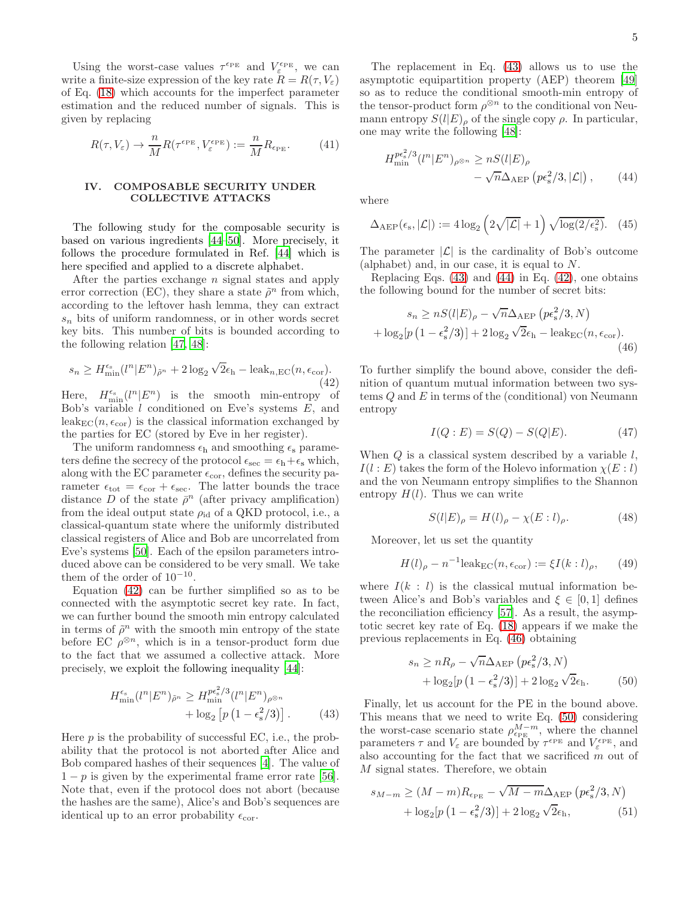Using the worst-case values $\tau^{\epsilon_{\rm PE}}$ and $V_\varepsilon^{\epsilon_{\rm PE}}$, we can write a finite-size expression of the key rate $R = R(\tau, V_\varepsilon)$ of Eq. (18) which accounts for the imperfect parameter estimation and the reduced number of signals. This is given by replacing

$$R(\tau, V_\varepsilon) \to \frac{n}{M} R(\tau^{\epsilon_{\rm PE}}, V_\varepsilon^{\epsilon_{\rm PE}}) := \frac{n}{M} R_{\epsilon_{\rm PE}}. \tag{41}$$

## IV. COMPOSABLE SECURITY UNDER COLLECTIVE ATTACKS

The following study for the composable security is based on various ingredients [44–50]. More precisely, it follows the procedure formulated in Ref. [44] which is here specified and applied to a discrete alphabet.

After the parties exchange $n$ signal states and apply error correction (EC), they share a state $\tilde{\rho}^n$ from which, according to the leftover hash lemma, they can extract $s_n$ bits of uniform randomness, or in other words secret key bits. This number of bits is bounded according to the following relation [47, 48]:

$$s_n \geq H_{\min}^{\epsilon_{\rm s}}(l^n|E^n)_{\tilde{\rho}^n} + 2\log_2 \sqrt{2}\epsilon_{\rm h} - \text{leak}_{n,\text{EC}}(n, \epsilon_{\rm cor}). \tag{42}$$

Here, $H_{\min}^{\epsilon_{\rm s}}(l^n|E^n)$ is the smooth min-entropy of Bob's variable $l$ conditioned on Eve's systems $E$, and $\text{leak}_{\text{EC}}(n, \epsilon_{\rm cor})$ is the classical information exchanged by the parties for EC (stored by Eve in her register).

The uniform randomness $\epsilon_{\rm h}$ and smoothing $\epsilon_{\rm s}$ parameters define the secrecy of the protocol $\epsilon_{\rm sec} = \epsilon_{\rm h} + \epsilon_{\rm s}$ which, along with the EC parameter $\epsilon_{\rm cor}$, defines the security parameter $\epsilon_{\rm tot} = \epsilon_{\rm cor} + \epsilon_{\rm sec}$. The latter bounds the trace distance $D$ of the state $\bar{\rho}^n$ (after privacy amplification) from the ideal output state $\rho_{\rm id}$ of a QKD protocol, i.e., a classical-quantum state where the uniformly distributed classical registers of Alice and Bob are uncorrelated from Eve's systems [50]. Each of the epsilon parameters introduced above can be considered to be very small. We take them of the order of $10^{-10}$.

Equation (42) can be further simplified so as to be connected with the asymptotic secret key rate. In fact, we can further bound the smooth min entropy calculated in terms of $\tilde{\rho}^n$ with the smooth min entropy of the state before EC $\rho^{\otimes n}$, which is in a tensor-product form due to the fact that we assumed a collective attack. More precisely, we exploit the following inequality [44]:

$$H_{\min}^{\epsilon_{\rm s}}(l^n|E^n)_{\tilde{\rho}^n} \geq H_{\min}^{p\epsilon_{\rm s}^2/3}(l^n|E^n)_{\rho^{\otimes n}} + \log_2\left[p\left(1 - \epsilon_{\rm s}^2/3\right)\right]. \tag{43}$$

Here $p$ is the probability of successful EC, i.e., the probability that the protocol is not aborted after Alice and Bob compared hashes of their sequences [4]. The value of $1-p$ is given by the experimental frame error rate [56]. Note that, even if the protocol does not abort (because the hashes are the same), Alice's and Bob's sequences are identical up to an error probability $\epsilon_{\rm cor}$.

The replacement in Eq. (43) allows us to use the asymptotic equipartition property (AEP) theorem [49] so as to reduce the conditional smooth-min entropy of the tensor-product form $\rho^{\otimes n}$ to the conditional von Neumann entropy $S(l|E)_\rho$ of the single copy $\rho$. In particular, one may write the following [48]:

$$H_{\min}^{p\epsilon_{\rm s}^2/3}(l^n|E^n)_{\rho^{\otimes n}} \geq nS(l|E)_\rho - \sqrt{n}\Delta_{\rm AEP}\left(p\epsilon_{\rm s}^2/3, |\mathcal{L}|\right), \tag{44}$$

where

$$\Delta_{\rm AEP}(\epsilon_{\rm s}, |\mathcal{L}|) := 4\log_2\left(2\sqrt{|\mathcal{L}|} + 1\right)\sqrt{\log(2/\epsilon_{\rm s}^2)}. \tag{45}$$

The parameter $|\mathcal{L}|$ is the cardinality of Bob's outcome (alphabet) and, in our case, it is equal to $N$.

Replacing Eqs. (43) and (44) in Eq. (42), one obtains the following bound for the number of secret bits:

$$s_n \geq nS(l|E)_\rho - \sqrt{n}\Delta_{\rm AEP}\left(p\epsilon_{\rm s}^2/3, N\right) + \log_2[p\left(1 - \epsilon_{\rm s}^2/3\right)] + 2\log_2\sqrt{2}\epsilon_{\rm h} - \text{leak}_{\text{EC}}(n, \epsilon_{\rm cor}). \tag{46}$$

To further simplify the bound above, consider the definition of quantum mutual information between two systems $Q$ and $E$ in terms of the (conditional) von Neumann entropy

$$I(Q:E) = S(Q) - S(Q|E). \tag{47}$$

When $Q$ is a classical system described by a variable $l$, $I(l:E)$ takes the form of the Holevo information $\chi(E:l)$ and the von Neumann entropy simplifies to the Shannon entropy $H(l)$. Thus we can write

$$S(l|E)_\rho = H(l)_\rho - \chi(E:l)_\rho. \tag{48}$$

Moreover, let us set the quantity

$$H(l)_\rho - n^{-1}\text{leak}_{\text{EC}}(n, \epsilon_{\rm cor}) := \xi I(k:l)_\rho, \tag{49}$$

where $I(k:l)$ is the classical mutual information between Alice's and Bob's variables and $\xi \in [0,1]$ defines the reconciliation efficiency [57]. As a result, the asymptotic secret key rate of Eq. (18) appears if we make the previous replacements in Eq. (46) obtaining

$$s_n \geq nR_\rho - \sqrt{n}\Delta_{\rm AEP}\left(p\epsilon_{\rm s}^2/3, N\right) + \log_2[p\left(1 - \epsilon_{\rm s}^2/3\right)] + 2\log_2\sqrt{2}\epsilon_{\rm h}. \tag{50}$$

Finally, let us account for the PE in the bound above. This means that we need to write Eq. (50) considering the worst-case scenario state $\rho_{\epsilon_{\rm PE}}^{M-m}$, where the channel parameters $\tau$ and $V_\varepsilon$ are bounded by $\tau^{\epsilon_{\rm PE}}$ and $V_\varepsilon^{\epsilon_{\rm PE}}$, and also accounting for the fact that we sacrificed $m$ out of $M$ signal states. Therefore, we obtain

$$s_{M-m} \geq (M-m)R_{\epsilon_{\rm PE}} - \sqrt{M-m}\Delta_{\rm AEP}\left(p\epsilon_{\rm s}^2/3, N\right) + \log_2[p\left(1 - \epsilon_{\rm s}^2/3\right)] + 2\log_2\sqrt{2}\epsilon_{\rm h}, \tag{51}$$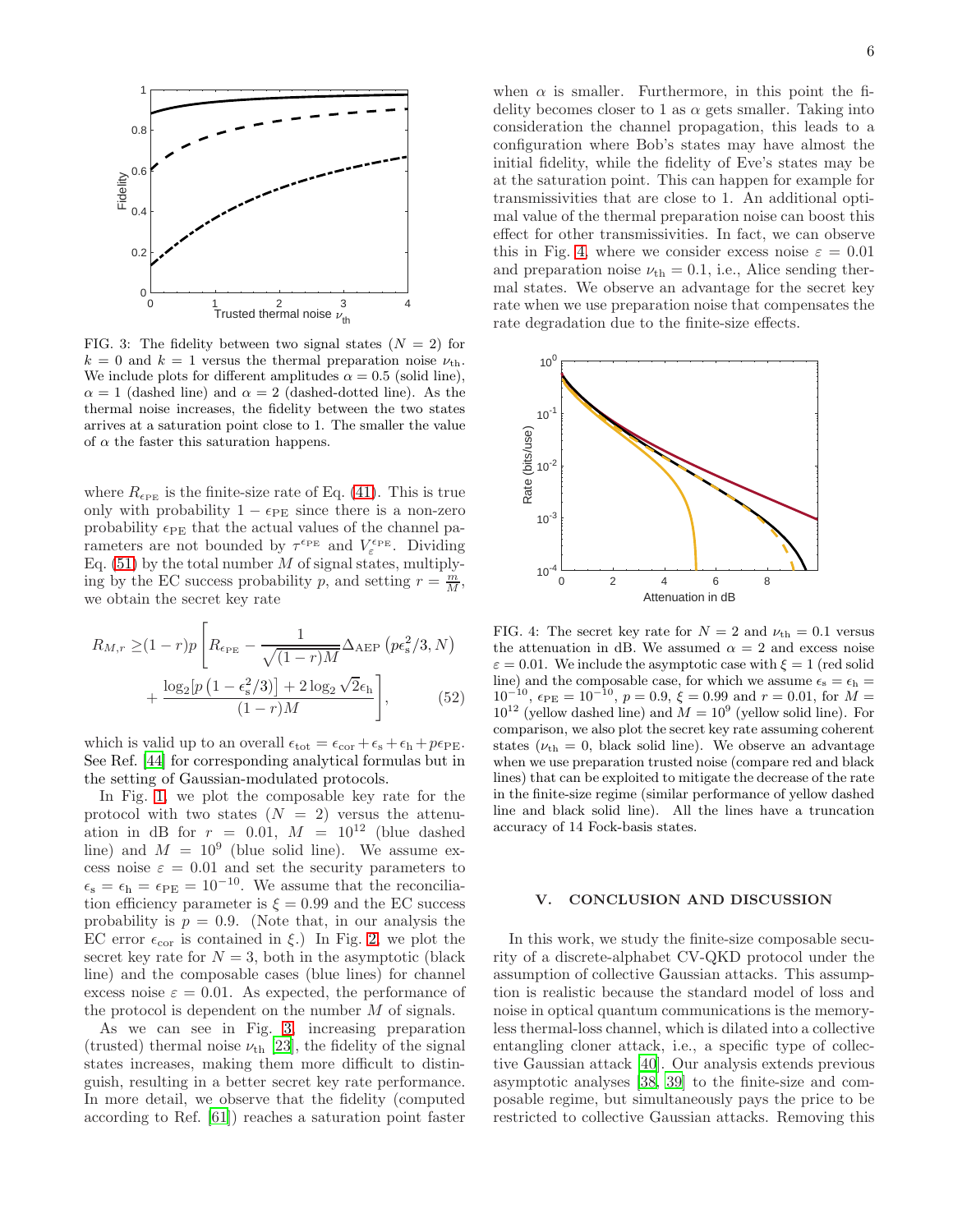FIG. 3: The fidelity between two signal states ($N = 2$) for $k = 0$ and $k = 1$ versus the thermal preparation noise $\nu_{\rm th}$. We include plots for different amplitudes $\alpha = 0.5$ (solid line), $\alpha = 1$ (dashed line) and $\alpha = 2$ (dashed-dotted line). As the thermal noise increases, the fidelity between the two states arrives at a saturation point close to 1. The smaller the value of $\alpha$ the faster this saturation happens.

where $R_{\epsilon_{\rm PE}}$ is the finite-size rate of Eq. (41). This is true only with probability $1 - \epsilon_{\rm PE}$ since there is a non-zero probability $\epsilon_{\rm PE}$ that the actual values of the channel parameters are not bounded by $\tau^{\epsilon_{\rm PE}}$ and $V_{\varepsilon}^{\epsilon_{\rm PE}}$. Dividing Eq. (51) by the total number $M$ of signal states, multiplying by the EC success probability $p$, and setting $r = \frac{m}{M}$, we obtain the secret key rate

$$R_{M,r} \geq (1-r)p\left[R_{\epsilon_{\rm PE}} - \frac{1}{\sqrt{(1-r)M}}\Delta_{\rm AEP}\left(p\epsilon_{\rm s}^2/3, N\right) + \frac{\log_2[p\left(1-\epsilon_{\rm s}^2/3\right)] + 2\log_2\sqrt{2}\epsilon_{\rm h}}{(1-r)M}\right], \quad (52)$$

which is valid up to an overall $\epsilon_{\rm tot} = \epsilon_{\rm cor} + \epsilon_{\rm s} + \epsilon_{\rm h} + p\epsilon_{\rm PE}$. See Ref. [44] for corresponding analytical formulas but in the setting of Gaussian-modulated protocols.

In Fig. 1, we plot the composable key rate for the protocol with two states ($N = 2$) versus the attenuation in dB for $r = 0.01$, $M = 10^{12}$ (blue dashed line) and $M = 10^9$ (blue solid line). We assume excess noise $\varepsilon = 0.01$ and set the security parameters to $\epsilon_{\rm s} = \epsilon_{\rm h} = \epsilon_{\rm PE} = 10^{-10}$. We assume that the reconciliation efficiency parameter is $\xi = 0.99$ and the EC success probability is $p = 0.9$. (Note that, in our analysis the EC error $\epsilon_{\rm cor}$ is contained in $\xi$.) In Fig. 2, we plot the secret key rate for $N = 3$, both in the asymptotic (black line) and the composable cases (blue lines) for channel excess noise $\varepsilon = 0.01$. As expected, the performance of the protocol is dependent on the number $M$ of signals.

As we can see in Fig. 3, increasing preparation (trusted) thermal noise $\nu_{\rm th}$ [23], the fidelity of the signal states increases, making them more difficult to distinguish, resulting in a better secret key rate performance. In more detail, we observe that the fidelity (computed according to Ref. [61]) reaches a saturation point faster when $\alpha$ is smaller. Furthermore, in this point the fidelity becomes closer to 1 as $\alpha$ gets smaller. Taking into consideration the channel propagation, this leads to a configuration where Bob's states may have almost the initial fidelity, while the fidelity of Eve's states may be at the saturation point. This can happen for example for transmissivities that are close to 1. An additional optimal value of the thermal preparation noise can boost this effect for other transmissivities. In fact, we can observe this in Fig. 4, where we consider excess noise $\varepsilon = 0.01$ and preparation noise $\nu_{\rm th} = 0.1$, i.e., Alice sending thermal states. We observe an advantage for the secret key rate when we use preparation noise that compensates the rate degradation due to the finite-size effects.

FIG. 4: The secret key rate for $N = 2$ and $\nu_{\rm th} = 0.1$ versus the attenuation in dB. We assumed $\alpha = 2$ and excess noise $\varepsilon = 0.01$. We include the asymptotic case with $\xi = 1$ (red solid line) and the composable case, for which we assume $\epsilon_{\rm s} = \epsilon_{\rm h} = 10^{-10}$, $\epsilon_{\rm PE} = 10^{-10}$, $p = 0.9$, $\xi = 0.99$ and $r = 0.01$, for $M = 10^{12}$ (yellow dashed line) and $M = 10^9$ (yellow solid line). For comparison, we also plot the secret key rate assuming coherent states ($\nu_{\rm th} = 0$, black solid line). We observe an advantage when we use preparation trusted noise (compare red and black lines) that can be exploited to mitigate the decrease of the rate in the finite-size regime (similar performance of yellow dashed line and black solid line). All the lines have a truncation accuracy of 14 Fock-basis states.

## V. CONCLUSION AND DISCUSSION

In this work, we study the finite-size composable security of a discrete-alphabet CV-QKD protocol under the assumption of collective Gaussian attacks. This assumption is realistic because the standard model of loss and noise in optical quantum communications is the memoryless thermal-loss channel, which is dilated into a collective entangling cloner attack, i.e., a specific type of collective Gaussian attack [40]. Our analysis extends previous asymptotic analyses [38, 39] to the finite-size and composable regime, but simultaneously pays the price to be restricted to collective Gaussian attacks. Removing this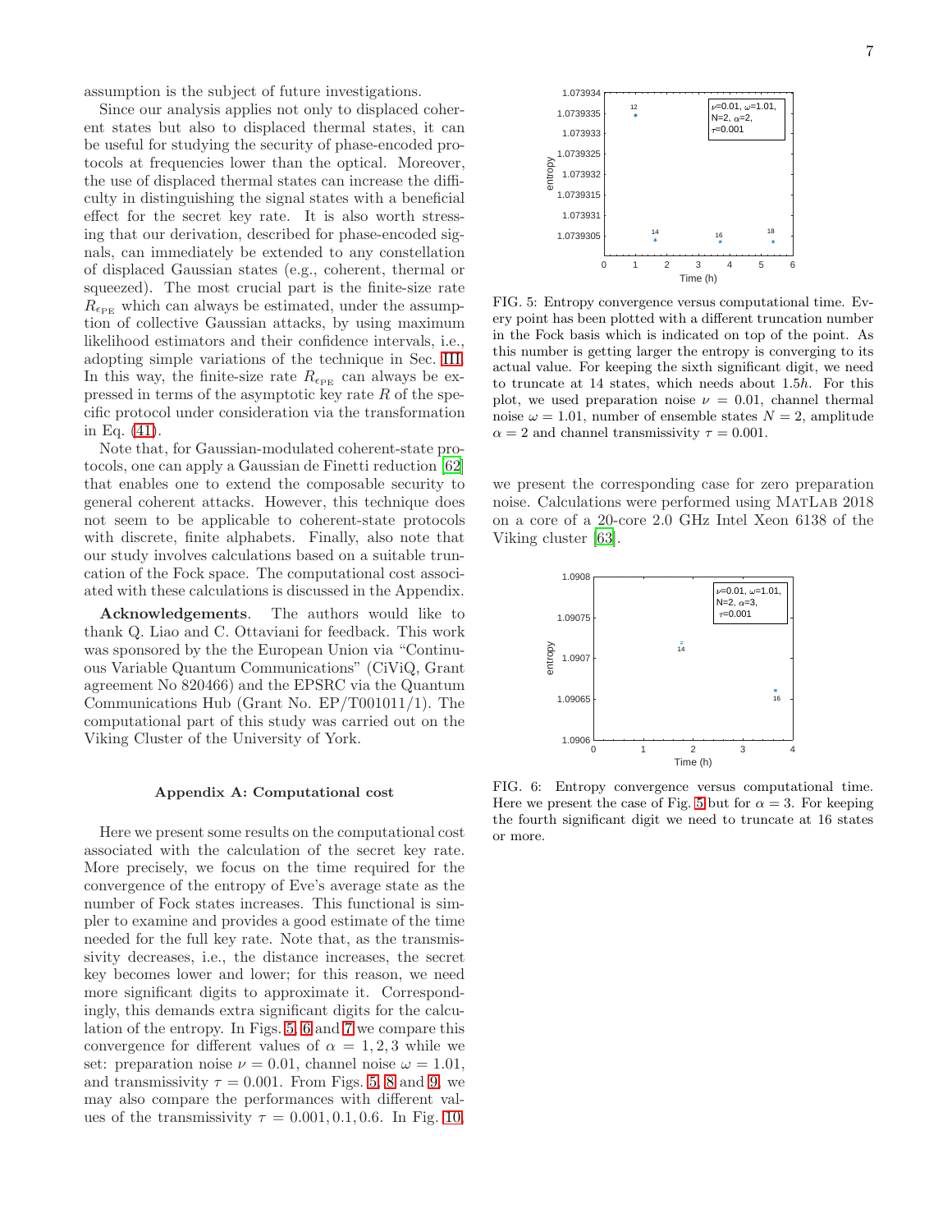assumption is the subject of future investigations.

Since our analysis applies not only to displaced coherent states but also to displaced thermal states, it can be useful for studying the security of phase-encoded protocols at frequencies lower than the optical. Moreover, the use of displaced thermal states can increase the difficulty in distinguishing the signal states with a beneficial effect for the secret key rate. It is also worth stressing that our derivation, described for phase-encoded signals, can immediately be extended to any constellation of displaced Gaussian states (e.g., coherent, thermal or squeezed). The most crucial part is the finite-size rate $R_{\epsilon_{\rm PE}}$ which can always be estimated, under the assumption of collective Gaussian attacks, by using maximum likelihood estimators and their confidence intervals, i.e., adopting simple variations of the technique in Sec. III. In this way, the finite-size rate $R_{\epsilon_{\rm PE}}$ can always be expressed in terms of the asymptotic key rate $R$ of the specific protocol under consideration via the transformation in Eq. (41).

Note that, for Gaussian-modulated coherent-state protocols, one can apply a Gaussian de Finetti reduction [62] that enables one to extend the composable security to general coherent attacks. However, this technique does not seem to be applicable to coherent-state protocols with discrete, finite alphabets. Finally, also note that our study involves calculations based on a suitable truncation of the Fock space. The computational cost associated with these calculations is discussed in the Appendix.

**Acknowledgements**. The authors would like to thank Q. Liao and C. Ottaviani for feedback. This work was sponsored by the the European Union via "Continuous Variable Quantum Communications" (CiViQ, Grant agreement No 820466) and the EPSRC via the Quantum Communications Hub (Grant No. EP/T001011/1). The computational part of this study was carried out on the Viking Cluster of the University of York.

### Appendix A: Computational cost

Here we present some results on the computational cost associated with the calculation of the secret key rate. More precisely, we focus on the time required for the convergence of the entropy of Eve's average state as the number of Fock states increases. This functional is simpler to examine and provides a good estimate of the time needed for the full key rate. Note that, as the transmissivity decreases, i.e., the distance increases, the secret key becomes lower and lower; for this reason, we need more significant digits to approximate it. Correspondingly, this demands extra significant digits for the calculation of the entropy. In Figs. 5, 6 and 7 we compare this convergence for different values of $\alpha = 1, 2, 3$ while we set: preparation noise $\nu = 0.01$, channel noise $\omega = 1.01$, and transmissivity $\tau = 0.001$. From Figs. 5, 8 and 9, we may also compare the performances with different values of the transmissivity $\tau = 0.001, 0.1, 0.6$. In Fig. 10, we present the corresponding case for zero preparation noise. Calculations were performed using MatLab 2018 on a core of a 20-core 2.0 GHz Intel Xeon 6138 of the Viking cluster [63].

FIG. 5: Entropy convergence versus computational time. Every point has been plotted with a different truncation number in the Fock basis which is indicated on top of the point. As this number is getting larger the entropy is converging to its actual value. For keeping the sixth significant digit, we need to truncate at 14 states, which needs about $1.5h$. For this plot, we used preparation noise $\nu = 0.01$, channel thermal noise $\omega = 1.01$, number of ensemble states $N = 2$, amplitude $\alpha = 2$ and channel transmissivity $\tau = 0.001$.

FIG. 6: Entropy convergence versus computational time. Here we present the case of Fig. 5 but for $\alpha = 3$. For keeping the fourth significant digit we need to truncate at 16 states or more.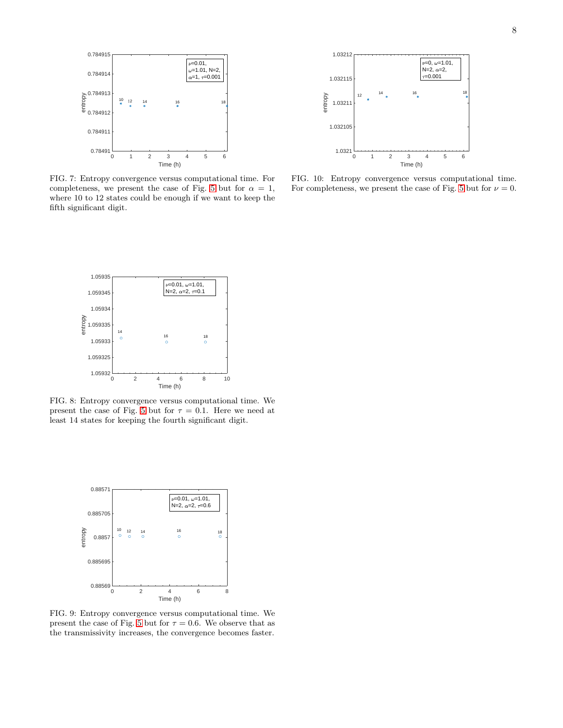FIG. 7: Entropy convergence versus computational time. For completeness, we present the case of Fig. 5 but for $\alpha = 1$, where 10 to 12 states could be enough if we want to keep the fifth significant digit.

FIG. 8: Entropy convergence versus computational time. We present the case of Fig. 5 but for $\tau = 0.1$. Here we need at least 14 states for keeping the fourth significant digit.

FIG. 9: Entropy convergence versus computational time. We present the case of Fig. 5 but for $\tau = 0.6$. We observe that as the transmissivity increases, the convergence becomes faster.

FIG. 10: Entropy convergence versus computational time. For completeness, we present the case of Fig. 5 but for $\nu = 0$.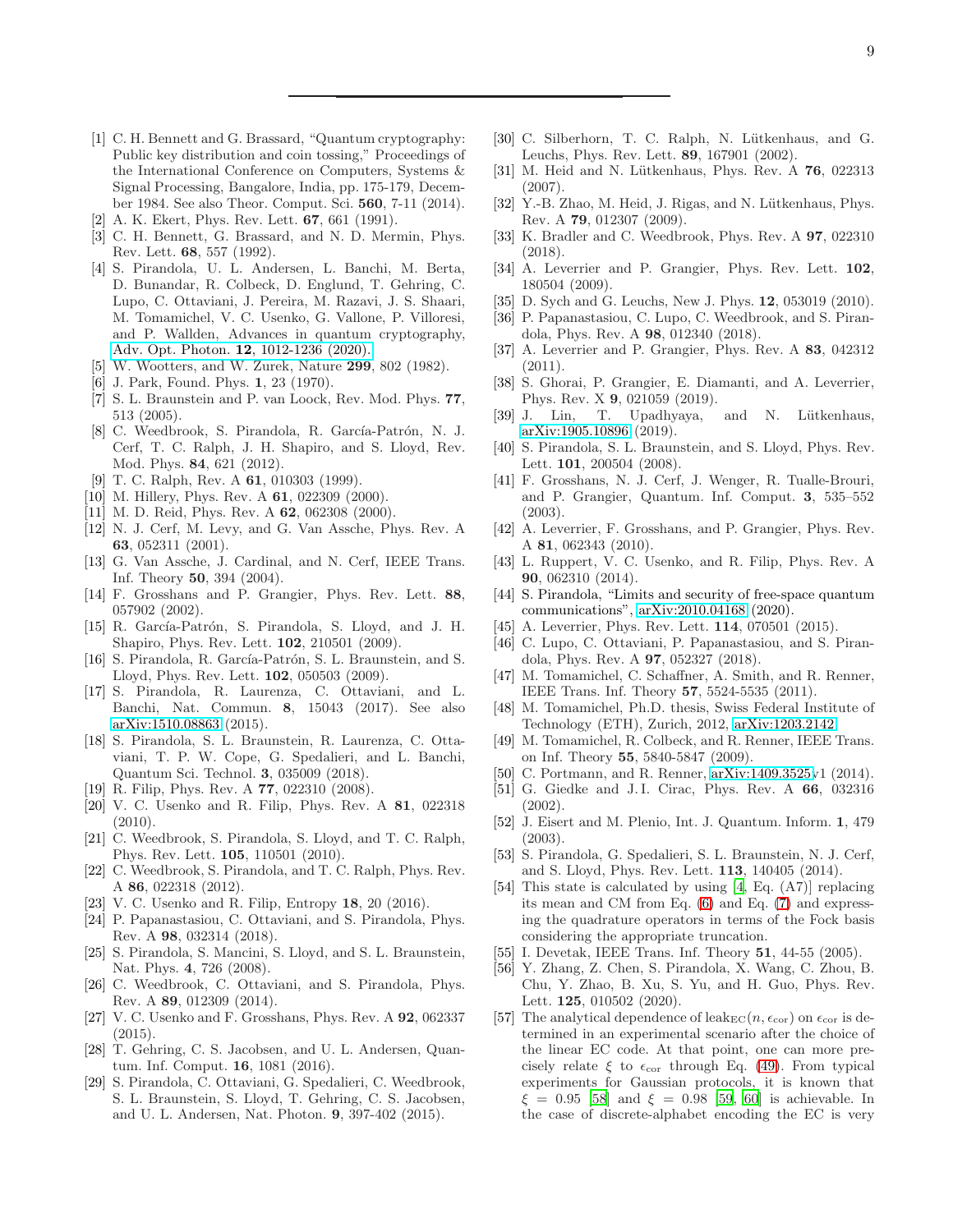---

[1] C. H. Bennett and G. Brassard, "Quantum cryptography: Public key distribution and coin tossing," Proceedings of the International Conference on Computers, Systems & Signal Processing, Bangalore, India, pp. 175-179, December 1984. See also Theor. Comput. Sci. **560**, 7-11 (2014).

[2] A. K. Ekert, Phys. Rev. Lett. **67**, 661 (1991).

[3] C. H. Bennett, G. Brassard, and N. D. Mermin, Phys. Rev. Lett. **68**, 557 (1992).

[4] S. Pirandola, U. L. Andersen, L. Banchi, M. Berta, D. Bunandar, R. Colbeck, D. Englund, T. Gehring, C. Lupo, C. Ottaviani, J. Pereira, M. Razavi, J. S. Shaari, M. Tomamichel, V. C. Usenko, G. Vallone, P. Villoresi, and P. Wallden, Advances in quantum cryptography, Adv. Opt. Photon. **12**, 1012-1236 (2020).

[5] W. Wootters, and W. Zurek, Nature **299**, 802 (1982).

[6] J. Park, Found. Phys. **1**, 23 (1970).

[7] S. L. Braunstein and P. van Loock, Rev. Mod. Phys. **77**, 513 (2005).

[8] C. Weedbrook, S. Pirandola, R. García-Patrón, N. J. Cerf, T. C. Ralph, J. H. Shapiro, and S. Lloyd, Rev. Mod. Phys. **84**, 621 (2012).

[9] T. C. Ralph, Rev. A **61**, 010303 (1999).

[10] M. Hillery, Phys. Rev. A **61**, 022309 (2000).

[11] M. D. Reid, Phys. Rev. A **62**, 062308 (2000).

[12] N. J. Cerf, M. Levy, and G. Van Assche, Phys. Rev. A **63**, 052311 (2001).

[13] G. Van Assche, J. Cardinal, and N. Cerf, IEEE Trans. Inf. Theory **50**, 394 (2004).

[14] F. Grosshans and P. Grangier, Phys. Rev. Lett. **88**, 057902 (2002).

[15] R. García-Patrón, S. Pirandola, S. Lloyd, and J. H. Shapiro, Phys. Rev. Lett. **102**, 210501 (2009).

[16] S. Pirandola, R. García-Patrón, S. L. Braunstein, and S. Lloyd, Phys. Rev. Lett. **102**, 050503 (2009).

[17] S. Pirandola, R. Laurenza, C. Ottaviani, and L. Banchi, Nat. Commun. **8**, 15043 (2017). See also arXiv:1510.08863 (2015).

[18] S. Pirandola, S. L. Braunstein, R. Laurenza, C. Ottaviani, T. P. W. Cope, G. Spedalieri, and L. Banchi, Quantum Sci. Technol. **3**, 035009 (2018).

[19] R. Filip, Phys. Rev. A **77**, 022310 (2008).

[20] V. C. Usenko and R. Filip, Phys. Rev. A **81**, 022318 (2010).

[21] C. Weedbrook, S. Pirandola, S. Lloyd, and T. C. Ralph, Phys. Rev. Lett. **105**, 110501 (2010).

[22] C. Weedbrook, S. Pirandola, and T. C. Ralph, Phys. Rev. A **86**, 022318 (2012).

[23] V. C. Usenko and R. Filip, Entropy **18**, 20 (2016).

[24] P. Papanastasiou, C. Ottaviani, and S. Pirandola, Phys. Rev. A **98**, 032314 (2018).

[25] S. Pirandola, S. Mancini, S. Lloyd, and S. L. Braunstein, Nat. Phys. **4**, 726 (2008).

[26] C. Weedbrook, C. Ottaviani, and S. Pirandola, Phys. Rev. A **89**, 012309 (2014).

[27] V. C. Usenko and F. Grosshans, Phys. Rev. A **92**, 062337 (2015).

[28] T. Gehring, C. S. Jacobsen, and U. L. Andersen, Quantum. Inf. Comput. **16**, 1081 (2016).

[29] S. Pirandola, C. Ottaviani, G. Spedalieri, C. Weedbrook, S. L. Braunstein, S. Lloyd, T. Gehring, C. S. Jacobsen, and U. L. Andersen, Nat. Photon. **9**, 397-402 (2015).

[30] C. Silberhorn, T. C. Ralph, N. Lütkenhaus, and G. Leuchs, Phys. Rev. Lett. **89**, 167901 (2002).

[31] M. Heid and N. Lütkenhaus, Phys. Rev. A **76**, 022313 (2007).

[32] Y.-B. Zhao, M. Heid, J. Rigas, and N. Lütkenhaus, Phys. Rev. A **79**, 012307 (2009).

[33] K. Bradler and C. Weedbrook, Phys. Rev. A **97**, 022310 (2018).

[34] A. Leverrier and P. Grangier, Phys. Rev. Lett. **102**, 180504 (2009).

[35] D. Sych and G. Leuchs, New J. Phys. **12**, 053019 (2010).

[36] P. Papanastasiou, C. Lupo, C. Weedbrook, and S. Pirandola, Phys. Rev. A **98**, 012340 (2018).

[37] A. Leverrier and P. Grangier, Phys. Rev. A **83**, 042312 (2011).

[38] S. Ghorai, P. Grangier, E. Diamanti, and A. Leverrier, Phys. Rev. X **9**, 021059 (2019).

[39] J. Lin, T. Upadhyaya, and N. Lütkenhaus, arXiv:1905.10896 (2019).

[40] S. Pirandola, S. L. Braunstein, and S. Lloyd, Phys. Rev. Lett. **101**, 200504 (2008).

[41] F. Grosshans, N. J. Cerf, J. Wenger, R. Tualle-Brouri, and P. Grangier, Quantum. Inf. Comput. **3**, 535–552 (2003).

[42] A. Leverrier, F. Grosshans, and P. Grangier, Phys. Rev. A **81**, 062343 (2010).

[43] L. Ruppert, V. C. Usenko, and R. Filip, Phys. Rev. A **90**, 062310 (2014).

[44] S. Pirandola, "Limits and security of free-space quantum communications", arXiv:2010.04168 (2020).

[45] A. Leverrier, Phys. Rev. Lett. **114**, 070501 (2015).

[46] C. Lupo, C. Ottaviani, P. Papanastasiou, and S. Pirandola, Phys. Rev. A **97**, 052327 (2018).

[47] M. Tomamichel, C. Schaffner, A. Smith, and R. Renner, IEEE Trans. Inf. Theory **57**, 5524-5535 (2011).

[48] M. Tomamichel, Ph.D. thesis, Swiss Federal Institute of Technology (ETH), Zurich, 2012, arXiv:1203.2142.

[49] M. Tomamichel, R. Colbeck, and R. Renner, IEEE Trans. on Inf. Theory **55**, 5840-5847 (2009).

[50] C. Portmann, and R. Renner, arXiv:1409.3525v1 (2014).

[51] G. Giedke and J.I. Cirac, Phys. Rev. A **66**, 032316 (2002).

[52] J. Eisert and M. Plenio, Int. J. Quantum. Inform. **1**, 479 (2003).

[53] S. Pirandola, G. Spedalieri, S. L. Braunstein, N. J. Cerf, and S. Lloyd, Phys. Rev. Lett. **113**, 140405 (2014).

[54] This state is calculated by using [4, Eq. (A7)] replacing its mean and CM from Eq. (6) and Eq. (7) and expressing the quadrature operators in terms of the Fock basis considering the appropriate truncation.

[55] I. Devetak, IEEE Trans. Inf. Theory **51**, 44-55 (2005).

[56] Y. Zhang, Z. Chen, S. Pirandola, X. Wang, C. Zhou, B. Chu, Y. Zhao, B. Xu, S. Yu, and H. Guo, Phys. Rev. Lett. **125**, 010502 (2020).

[57] The analytical dependence of $\mathrm{leak}_{\mathrm{EC}}(n, \epsilon_{\mathrm{cor}})$ on $\epsilon_{\mathrm{cor}}$ is determined in an experimental scenario after the choice of the linear EC code. At that point, one can more precisely relate $\xi$ to $\epsilon_{\mathrm{cor}}$ through Eq. (49). From typical experiments for Gaussian protocols, it is known that $\xi = 0.95$ [58] and $\xi = 0.98$ [59, 60] is achievable. In the case of discrete-alphabet encoding the EC is very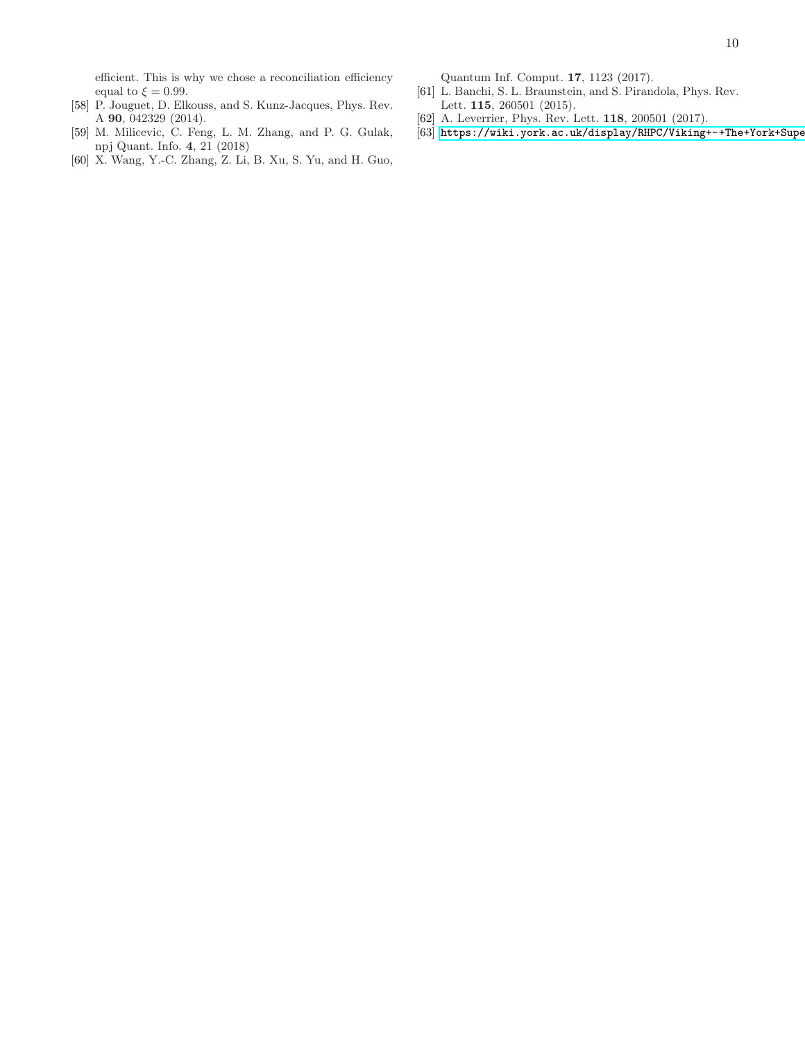efficient. This is why we chose a reconciliation efficiency equal to $\xi = 0.99$.

[58] P. Jouguet, D. Elkouss, and S. Kunz-Jacques, Phys. Rev. A **90**, 042329 (2014).

[59] M. Milicevic, C. Feng, L. M. Zhang, and P. G. Gulak, npj Quant. Info. **4**, 21 (2018)

[60] X. Wang, Y.-C. Zhang, Z. Li, B. Xu, S. Yu, and H. Guo, Quantum Inf. Comput. **17**, 1123 (2017).

[61] L. Banchi, S. L. Braunstein, and S. Pirandola, Phys. Rev. Lett. **115**, 260501 (2015).

[62] A. Leverrier, Phys. Rev. Lett. **118**, 200501 (2017).

[63] https://wiki.york.ac.uk/display/RHPC/Viking+-+The+York+Supe